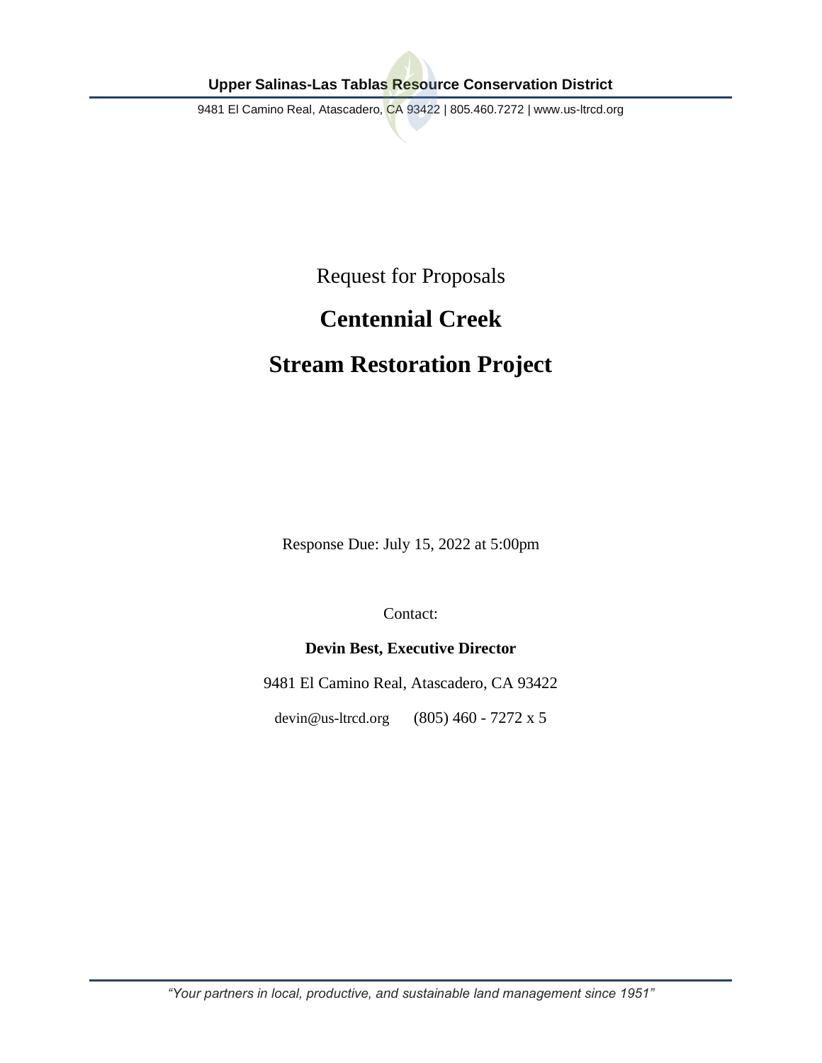**Upper Salinas-Las Tablas Resource Conservation District**

9481 El Camino Real, Atascadero, CA 93422 | 805.460.7272 | www.us-ltrcd.org

Request for Proposals

# Centennial Creek

# Stream Restoration Project

Response Due: July 15, 2022 at 5:00pm

Contact:

**Devin Best, Executive Director**

9481 El Camino Real, Atascadero, CA 93422

devin@us-ltrcd.org (805) 460 - 7272 x 5

*"Your partners in local, productive, and sustainable land management since 1951"*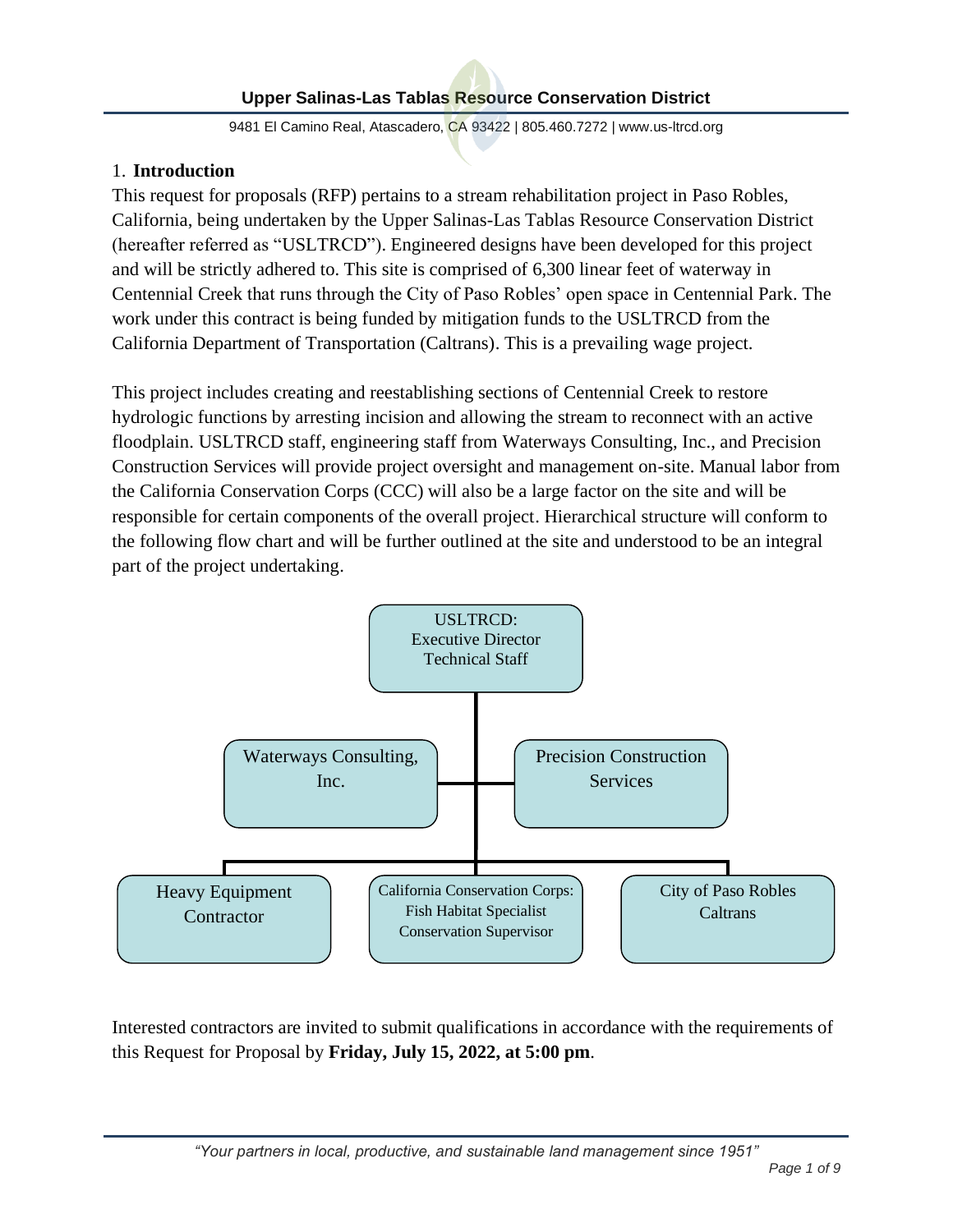## 1. Introduction

This request for proposals (RFP) pertains to a stream rehabilitation project in Paso Robles, California, being undertaken by the Upper Salinas-Las Tablas Resource Conservation District (hereafter referred as "USLTRCD"). Engineered designs have been developed for this project and will be strictly adhered to. This site is comprised of 6,300 linear feet of waterway in Centennial Creek that runs through the City of Paso Robles' open space in Centennial Park. The work under this contract is being funded by mitigation funds to the USLTRCD from the California Department of Transportation (Caltrans). This is a prevailing wage project.

This project includes creating and reestablishing sections of Centennial Creek to restore hydrologic functions by arresting incision and allowing the stream to reconnect with an active floodplain. USLTRCD staff, engineering staff from Waterways Consulting, Inc., and Precision Construction Services will provide project oversight and management on-site. Manual labor from the California Conservation Corps (CCC) will also be a large factor on the site and will be responsible for certain components of the overall project. Hierarchical structure will conform to the following flow chart and will be further outlined at the site and understood to be an integral part of the project undertaking.

- USLTRCD: Executive Director, Technical Staff
  - Waterways Consulting, Inc.
  - Precision Construction Services
    - Heavy Equipment Contractor
    - California Conservation Corps: Fish Habitat Specialist, Conservation Supervisor
    - City of Paso Robles, Caltrans

Interested contractors are invited to submit qualifications in accordance with the requirements of this Request for Proposal by **Friday, July 15, 2022, at 5:00 pm**.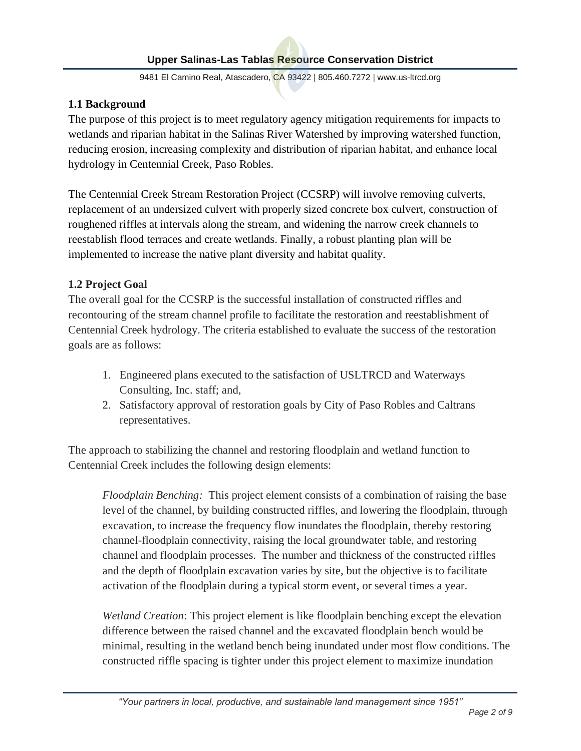### 1.1 Background

The purpose of this project is to meet regulatory agency mitigation requirements for impacts to wetlands and riparian habitat in the Salinas River Watershed by improving watershed function, reducing erosion, increasing complexity and distribution of riparian habitat, and enhance local hydrology in Centennial Creek, Paso Robles.

The Centennial Creek Stream Restoration Project (CCSRP) will involve removing culverts, replacement of an undersized culvert with properly sized concrete box culvert, construction of roughened riffles at intervals along the stream, and widening the narrow creek channels to reestablish flood terraces and create wetlands. Finally, a robust planting plan will be implemented to increase the native plant diversity and habitat quality.

### 1.2 Project Goal

The overall goal for the CCSRP is the successful installation of constructed riffles and recontouring of the stream channel profile to facilitate the restoration and reestablishment of Centennial Creek hydrology. The criteria established to evaluate the success of the restoration goals are as follows:

1. Engineered plans executed to the satisfaction of USLTRCD and Waterways Consulting, Inc. staff; and,
2. Satisfactory approval of restoration goals by City of Paso Robles and Caltrans representatives.

The approach to stabilizing the channel and restoring floodplain and wetland function to Centennial Creek includes the following design elements:

> *Floodplain Benching:* This project element consists of a combination of raising the base level of the channel, by building constructed riffles, and lowering the floodplain, through excavation, to increase the frequency flow inundates the floodplain, thereby restoring channel-floodplain connectivity, raising the local groundwater table, and restoring channel and floodplain processes. The number and thickness of the constructed riffles and the depth of floodplain excavation varies by site, but the objective is to facilitate activation of the floodplain during a typical storm event, or several times a year.
>
> *Wetland Creation*: This project element is like floodplain benching except the elevation difference between the raised channel and the excavated floodplain bench would be minimal, resulting in the wetland bench being inundated under most flow conditions. The constructed riffle spacing is tighter under this project element to maximize inundation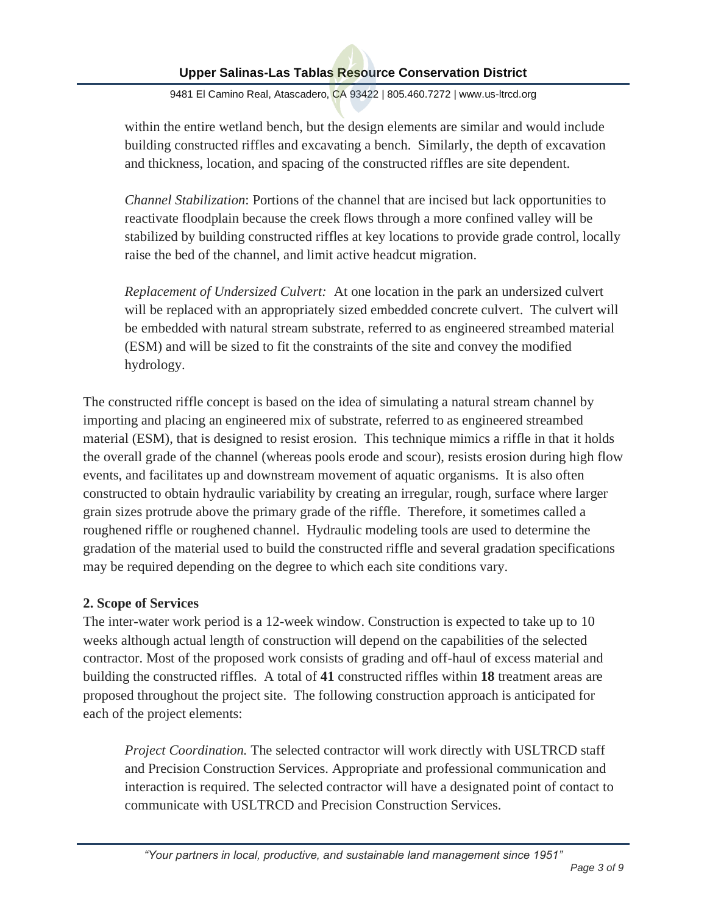within the entire wetland bench, but the design elements are similar and would include building constructed riffles and excavating a bench. Similarly, the depth of excavation and thickness, location, and spacing of the constructed riffles are site dependent.

*Channel Stabilization*: Portions of the channel that are incised but lack opportunities to reactivate floodplain because the creek flows through a more confined valley will be stabilized by building constructed riffles at key locations to provide grade control, locally raise the bed of the channel, and limit active headcut migration.

*Replacement of Undersized Culvert:* At one location in the park an undersized culvert will be replaced with an appropriately sized embedded concrete culvert. The culvert will be embedded with natural stream substrate, referred to as engineered streambed material (ESM) and will be sized to fit the constraints of the site and convey the modified hydrology.

The constructed riffle concept is based on the idea of simulating a natural stream channel by importing and placing an engineered mix of substrate, referred to as engineered streambed material (ESM), that is designed to resist erosion. This technique mimics a riffle in that it holds the overall grade of the channel (whereas pools erode and scour), resists erosion during high flow events, and facilitates up and downstream movement of aquatic organisms. It is also often constructed to obtain hydraulic variability by creating an irregular, rough, surface where larger grain sizes protrude above the primary grade of the riffle. Therefore, it sometimes called a roughened riffle or roughened channel. Hydraulic modeling tools are used to determine the gradation of the material used to build the constructed riffle and several gradation specifications may be required depending on the degree to which each site conditions vary.

## 2. Scope of Services

The inter-water work period is a 12-week window. Construction is expected to take up to 10 weeks although actual length of construction will depend on the capabilities of the selected contractor. Most of the proposed work consists of grading and off-haul of excess material and building the constructed riffles. A total of **41** constructed riffles within **18** treatment areas are proposed throughout the project site. The following construction approach is anticipated for each of the project elements:

*Project Coordination.* The selected contractor will work directly with USLTRCD staff and Precision Construction Services. Appropriate and professional communication and interaction is required. The selected contractor will have a designated point of contact to communicate with USLTRCD and Precision Construction Services.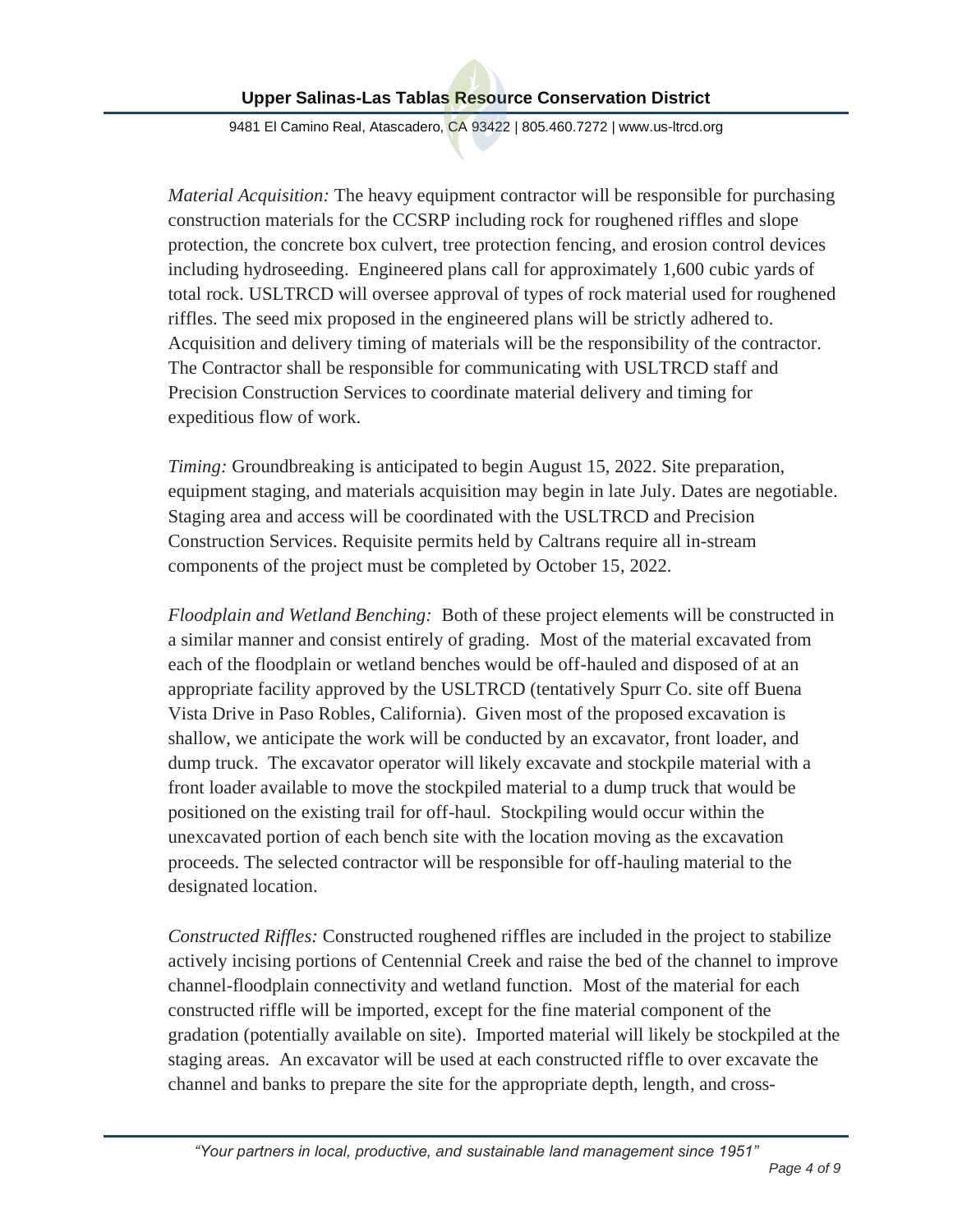*Material Acquisition:* The heavy equipment contractor will be responsible for purchasing construction materials for the CCSRP including rock for roughened riffles and slope protection, the concrete box culvert, tree protection fencing, and erosion control devices including hydroseeding. Engineered plans call for approximately 1,600 cubic yards of total rock. USLTRCD will oversee approval of types of rock material used for roughened riffles. The seed mix proposed in the engineered plans will be strictly adhered to. Acquisition and delivery timing of materials will be the responsibility of the contractor. The Contractor shall be responsible for communicating with USLTRCD staff and Precision Construction Services to coordinate material delivery and timing for expeditious flow of work.

*Timing:* Groundbreaking is anticipated to begin August 15, 2022. Site preparation, equipment staging, and materials acquisition may begin in late July. Dates are negotiable. Staging area and access will be coordinated with the USLTRCD and Precision Construction Services. Requisite permits held by Caltrans require all in-stream components of the project must be completed by October 15, 2022.

*Floodplain and Wetland Benching:* Both of these project elements will be constructed in a similar manner and consist entirely of grading. Most of the material excavated from each of the floodplain or wetland benches would be off-hauled and disposed of at an appropriate facility approved by the USLTRCD (tentatively Spurr Co. site off Buena Vista Drive in Paso Robles, California). Given most of the proposed excavation is shallow, we anticipate the work will be conducted by an excavator, front loader, and dump truck. The excavator operator will likely excavate and stockpile material with a front loader available to move the stockpiled material to a dump truck that would be positioned on the existing trail for off-haul. Stockpiling would occur within the unexcavated portion of each bench site with the location moving as the excavation proceeds. The selected contractor will be responsible for off-hauling material to the designated location.

*Constructed Riffles:* Constructed roughened riffles are included in the project to stabilize actively incising portions of Centennial Creek and raise the bed of the channel to improve channel-floodplain connectivity and wetland function. Most of the material for each constructed riffle will be imported, except for the fine material component of the gradation (potentially available on site). Imported material will likely be stockpiled at the staging areas. An excavator will be used at each constructed riffle to over excavate the channel and banks to prepare the site for the appropriate depth, length, and cross-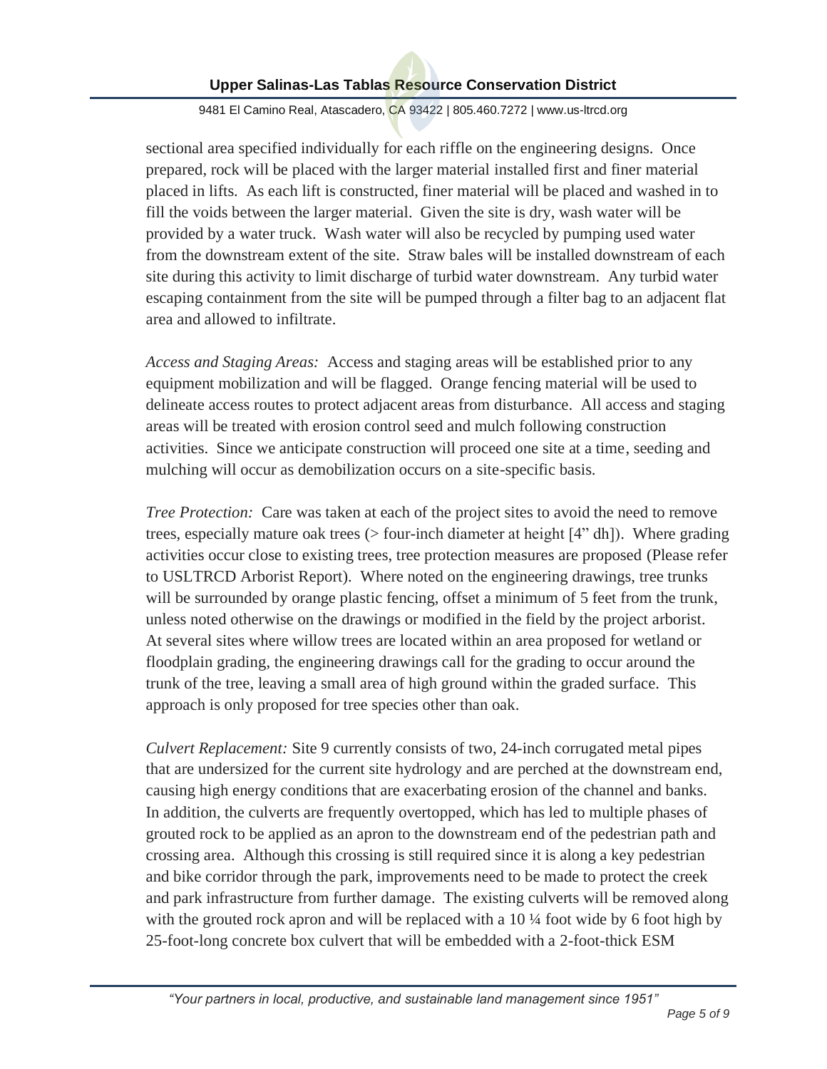sectional area specified individually for each riffle on the engineering designs. Once prepared, rock will be placed with the larger material installed first and finer material placed in lifts. As each lift is constructed, finer material will be placed and washed in to fill the voids between the larger material. Given the site is dry, wash water will be provided by a water truck. Wash water will also be recycled by pumping used water from the downstream extent of the site. Straw bales will be installed downstream of each site during this activity to limit discharge of turbid water downstream. Any turbid water escaping containment from the site will be pumped through a filter bag to an adjacent flat area and allowed to infiltrate.

*Access and Staging Areas:* Access and staging areas will be established prior to any equipment mobilization and will be flagged. Orange fencing material will be used to delineate access routes to protect adjacent areas from disturbance. All access and staging areas will be treated with erosion control seed and mulch following construction activities. Since we anticipate construction will proceed one site at a time, seeding and mulching will occur as demobilization occurs on a site-specific basis.

*Tree Protection:* Care was taken at each of the project sites to avoid the need to remove trees, especially mature oak trees (> four-inch diameter at height [4" dh]). Where grading activities occur close to existing trees, tree protection measures are proposed (Please refer to USLTRCD Arborist Report). Where noted on the engineering drawings, tree trunks will be surrounded by orange plastic fencing, offset a minimum of 5 feet from the trunk, unless noted otherwise on the drawings or modified in the field by the project arborist. At several sites where willow trees are located within an area proposed for wetland or floodplain grading, the engineering drawings call for the grading to occur around the trunk of the tree, leaving a small area of high ground within the graded surface. This approach is only proposed for tree species other than oak.

*Culvert Replacement:* Site 9 currently consists of two, 24-inch corrugated metal pipes that are undersized for the current site hydrology and are perched at the downstream end, causing high energy conditions that are exacerbating erosion of the channel and banks. In addition, the culverts are frequently overtopped, which has led to multiple phases of grouted rock to be applied as an apron to the downstream end of the pedestrian path and crossing area. Although this crossing is still required since it is along a key pedestrian and bike corridor through the park, improvements need to be made to protect the creek and park infrastructure from further damage. The existing culverts will be removed along with the grouted rock apron and will be replaced with a 10 ¼ foot wide by 6 foot high by 25-foot-long concrete box culvert that will be embedded with a 2-foot-thick ESM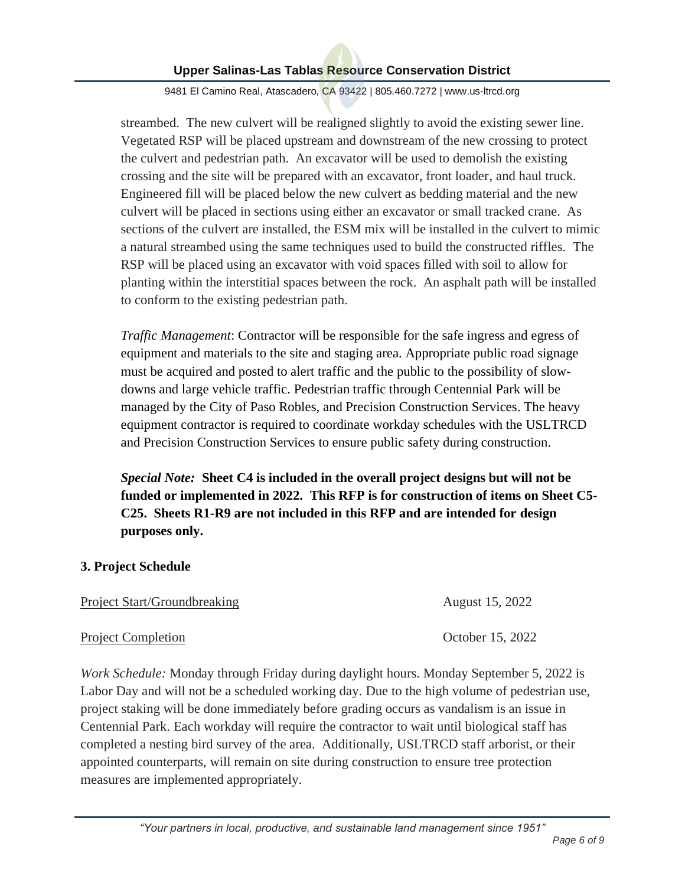streambed. The new culvert will be realigned slightly to avoid the existing sewer line. Vegetated RSP will be placed upstream and downstream of the new crossing to protect the culvert and pedestrian path. An excavator will be used to demolish the existing crossing and the site will be prepared with an excavator, front loader, and haul truck. Engineered fill will be placed below the new culvert as bedding material and the new culvert will be placed in sections using either an excavator or small tracked crane. As sections of the culvert are installed, the ESM mix will be installed in the culvert to mimic a natural streambed using the same techniques used to build the constructed riffles. The RSP will be placed using an excavator with void spaces filled with soil to allow for planting within the interstitial spaces between the rock. An asphalt path will be installed to conform to the existing pedestrian path.

*Traffic Management*: Contractor will be responsible for the safe ingress and egress of equipment and materials to the site and staging area. Appropriate public road signage must be acquired and posted to alert traffic and the public to the possibility of slow-downs and large vehicle traffic. Pedestrian traffic through Centennial Park will be managed by the City of Paso Robles, and Precision Construction Services. The heavy equipment contractor is required to coordinate workday schedules with the USLTRCD and Precision Construction Services to ensure public safety during construction.

***Special Note:* Sheet C4 is included in the overall project designs but will not be funded or implemented in 2022. This RFP is for construction of items on Sheet C5-C25. Sheets R1-R9 are not included in this RFP and are intended for design purposes only.**

## 3. Project Schedule

| | |
|---|---|
| Project Start/Groundbreaking | August 15, 2022 |
| Project Completion | October 15, 2022 |

*Work Schedule:* Monday through Friday during daylight hours. Monday September 5, 2022 is Labor Day and will not be a scheduled working day. Due to the high volume of pedestrian use, project staking will be done immediately before grading occurs as vandalism is an issue in Centennial Park. Each workday will require the contractor to wait until biological staff has completed a nesting bird survey of the area. Additionally, USLTRCD staff arborist, or their appointed counterparts, will remain on site during construction to ensure tree protection measures are implemented appropriately.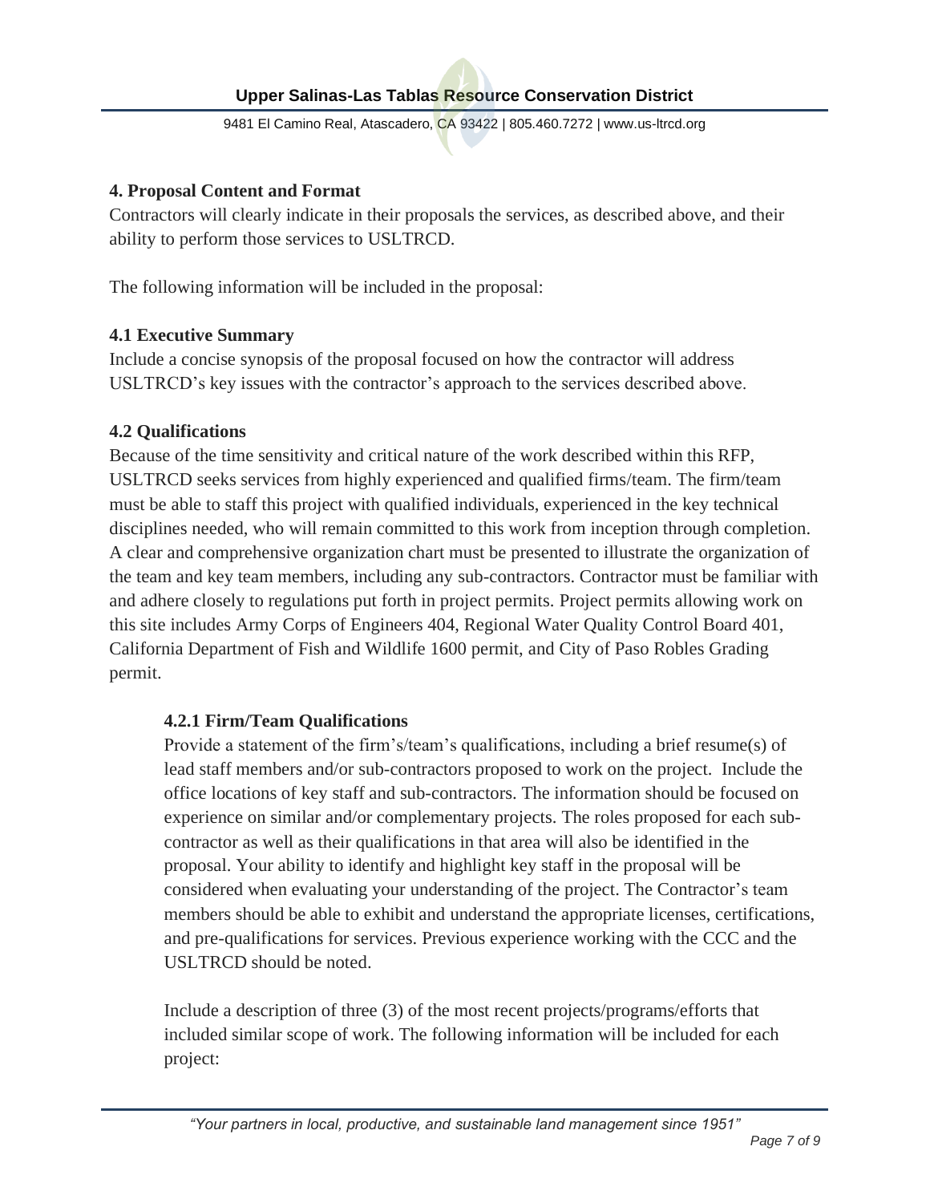## 4. Proposal Content and Format

Contractors will clearly indicate in their proposals the services, as described above, and their ability to perform those services to USLTRCD.

The following information will be included in the proposal:

### 4.1 Executive Summary

Include a concise synopsis of the proposal focused on how the contractor will address USLTRCD's key issues with the contractor's approach to the services described above.

### 4.2 Qualifications

Because of the time sensitivity and critical nature of the work described within this RFP, USLTRCD seeks services from highly experienced and qualified firms/team. The firm/team must be able to staff this project with qualified individuals, experienced in the key technical disciplines needed, who will remain committed to this work from inception through completion. A clear and comprehensive organization chart must be presented to illustrate the organization of the team and key team members, including any sub-contractors. Contractor must be familiar with and adhere closely to regulations put forth in project permits. Project permits allowing work on this site includes Army Corps of Engineers 404, Regional Water Quality Control Board 401, California Department of Fish and Wildlife 1600 permit, and City of Paso Robles Grading permit.

#### 4.2.1 Firm/Team Qualifications

Provide a statement of the firm's/team's qualifications, including a brief resume(s) of lead staff members and/or sub-contractors proposed to work on the project. Include the office locations of key staff and sub-contractors. The information should be focused on experience on similar and/or complementary projects. The roles proposed for each sub-contractor as well as their qualifications in that area will also be identified in the proposal. Your ability to identify and highlight key staff in the proposal will be considered when evaluating your understanding of the project. The Contractor's team members should be able to exhibit and understand the appropriate licenses, certifications, and pre-qualifications for services. Previous experience working with the CCC and the USLTRCD should be noted.

Include a description of three (3) of the most recent projects/programs/efforts that included similar scope of work. The following information will be included for each project: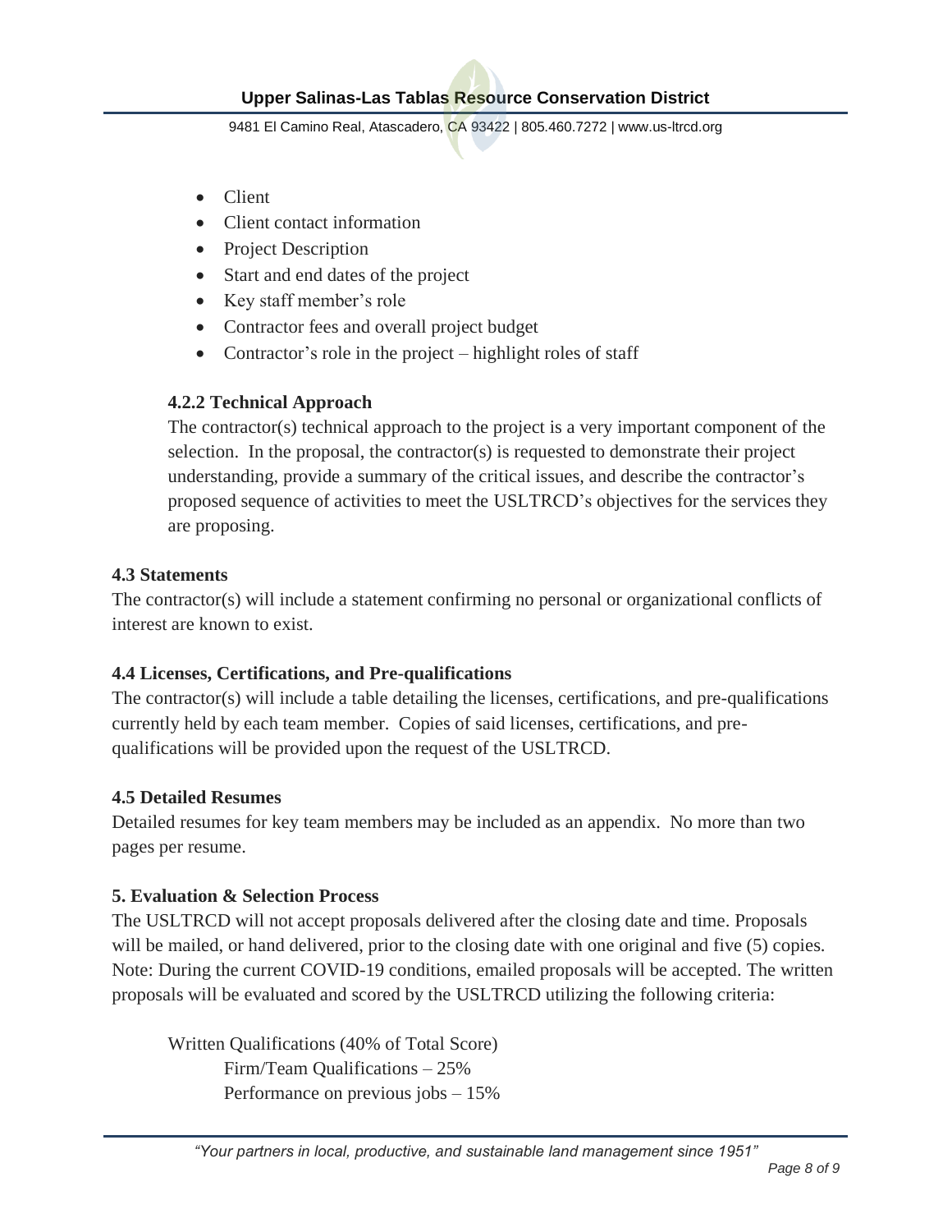- Client
- Client contact information
- Project Description
- Start and end dates of the project
- Key staff member's role
- Contractor fees and overall project budget
- Contractor's role in the project – highlight roles of staff

### 4.2.2 Technical Approach

The contractor(s) technical approach to the project is a very important component of the selection. In the proposal, the contractor(s) is requested to demonstrate their project understanding, provide a summary of the critical issues, and describe the contractor's proposed sequence of activities to meet the USLTRCD's objectives for the services they are proposing.

### 4.3 Statements

The contractor(s) will include a statement confirming no personal or organizational conflicts of interest are known to exist.

### 4.4 Licenses, Certifications, and Pre-qualifications

The contractor(s) will include a table detailing the licenses, certifications, and pre-qualifications currently held by each team member. Copies of said licenses, certifications, and pre-qualifications will be provided upon the request of the USLTRCD.

### 4.5 Detailed Resumes

Detailed resumes for key team members may be included as an appendix. No more than two pages per resume.

## 5. Evaluation & Selection Process

The USLTRCD will not accept proposals delivered after the closing date and time. Proposals will be mailed, or hand delivered, prior to the closing date with one original and five (5) copies. Note: During the current COVID-19 conditions, emailed proposals will be accepted. The written proposals will be evaluated and scored by the USLTRCD utilizing the following criteria:

Written Qualifications (40% of Total Score)
- Firm/Team Qualifications – 25%
- Performance on previous jobs – 15%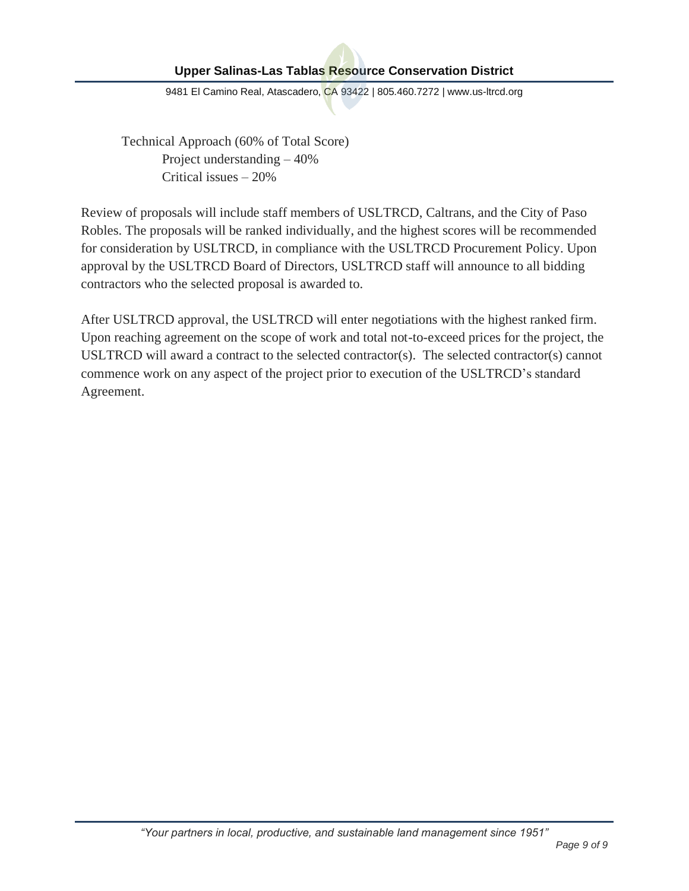Technical Approach (60% of Total Score)

- Project understanding – 40%
- Critical issues – 20%

Review of proposals will include staff members of USLTRCD, Caltrans, and the City of Paso Robles. The proposals will be ranked individually, and the highest scores will be recommended for consideration by USLTRCD, in compliance with the USLTRCD Procurement Policy. Upon approval by the USLTRCD Board of Directors, USLTRCD staff will announce to all bidding contractors who the selected proposal is awarded to.

After USLTRCD approval, the USLTRCD will enter negotiations with the highest ranked firm. Upon reaching agreement on the scope of work and total not-to-exceed prices for the project, the USLTRCD will award a contract to the selected contractor(s). The selected contractor(s) cannot commence work on any aspect of the project prior to execution of the USLTRCD's standard Agreement.